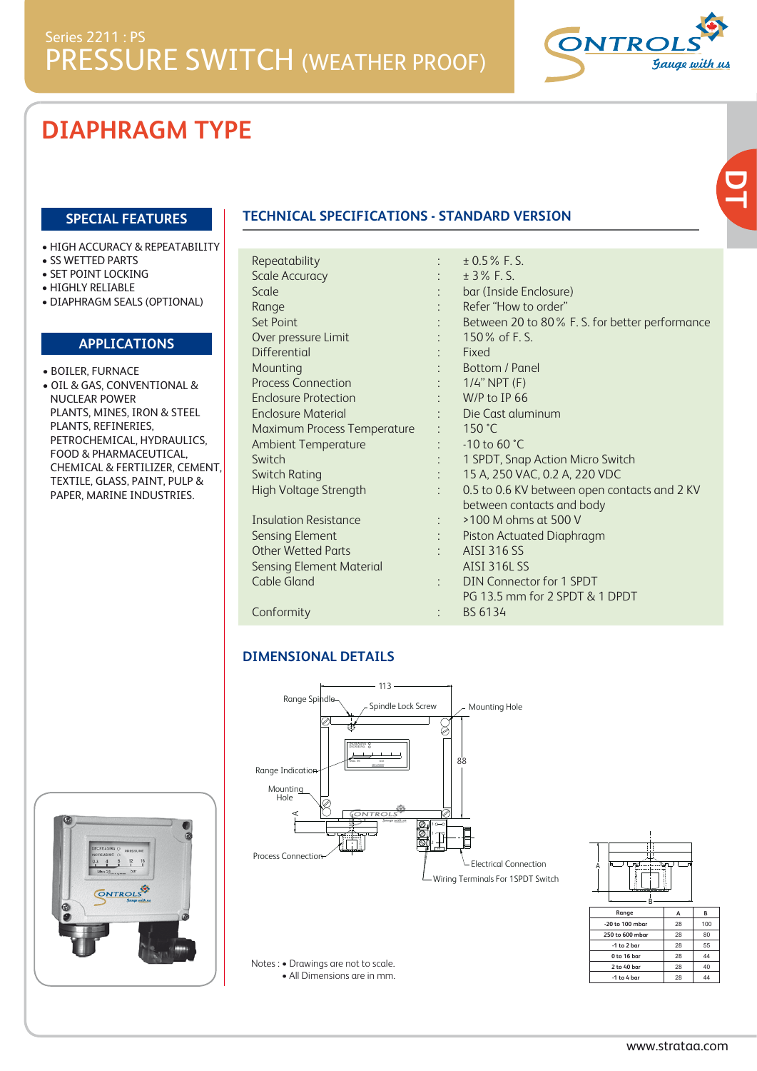Series 2211 : PS

# PRESSURE SWITCH (WEATHER PROOF)

## DIAPHRAGM TYPE

### SPECIAL FEATURES

- HIGH ACCURACY & REPEATABILITY
- SS WETTED PARTS
- SET POINT LOCKING
- HIGHLY RELIABLE
- DIAPHRAGM SEALS (OPTIONAL)

### APPLICATIONS

- BOILER, FURNACE
- OIL & GAS, CONVENTIONAL & NUCLEAR POWER PLANTS, MINES, IRON & STEEL PLANTS, REFINERIES, PETROCHEMICAL, HYDRAULICS, FOOD & PHARMACEUTICAL, CHEMICAL & FERTILIZER, CEMENT, TEXTILE, GLASS, PAINT, PULP & PAPER, MARINE INDUSTRIES.

### TECHNICAL SPECIFICATIONS - STANDARD VERSION

| | | |
|---|---|---|
| Repeatability | : | ± 0.5 % F. S. |
| Scale Accuracy | : | ± 3 % F. S. |
| Scale | : | bar (Inside Enclosure) |
| Range | : | Refer "How to order" |
| Set Point | : | Between 20 to 80 % F. S. for better performance |
| Over pressure Limit | : | 150 % of F. S. |
| Differential | : | Fixed |
| Mounting | : | Bottom / Panel |
| Process Connection | : | 1/4" NPT (F) |
| Enclosure Protection | : | W/P to IP 66 |
| Enclosure Material | : | Die Cast aluminum |
| Maximum Process Temperature | : | 150 °C |
| Ambient Temperature | : | -10 to 60 °C |
| Switch | : | 1 SPDT, Snap Action Micro Switch |
| Switch Rating | : | 15 A, 250 VAC, 0.2 A, 220 VDC |
| High Voltage Strength | : | 0.5 to 0.6 KV between open contacts and 2 KV between contacts and body |
| Insulation Resistance | : | >100 M ohms at 500 V |
| Sensing Element | : | Piston Actuated Diaphragm |
| Other Wetted Parts | : | AISI 316 SS |
| Sensing Element Material | | AISI 316L SS |
| Cable Gland | : | DIN Connector for 1 SPDT<br>PG 13.5 mm for 2 SPDT & 1 DPDT |
| Conformity | : | BS 6134 |

### DIMENSIONAL DETAILS

Range Spindle, Spindle Lock Screw, Mounting Hole, Range Indication, Mounting Hole, Process Connection, Electrical Connection, Wiring Terminals For 1SPDT Switch, 113, 88

| Range | A | B |
|---|---|---|
| -20 to 100 mbar | 28 | 100 |
| 250 to 600 mbar | 28 | 80 |
| -1 to 2 bar | 28 | 55 |
| 0 to 16 bar | 28 | 44 |
| 2 to 40 bar | 28 | 40 |
| -1 to 4 bar | 28 | 44 |

Notes :
- Drawings are not to scale.
- All Dimensions are in mm.

www.strataa.com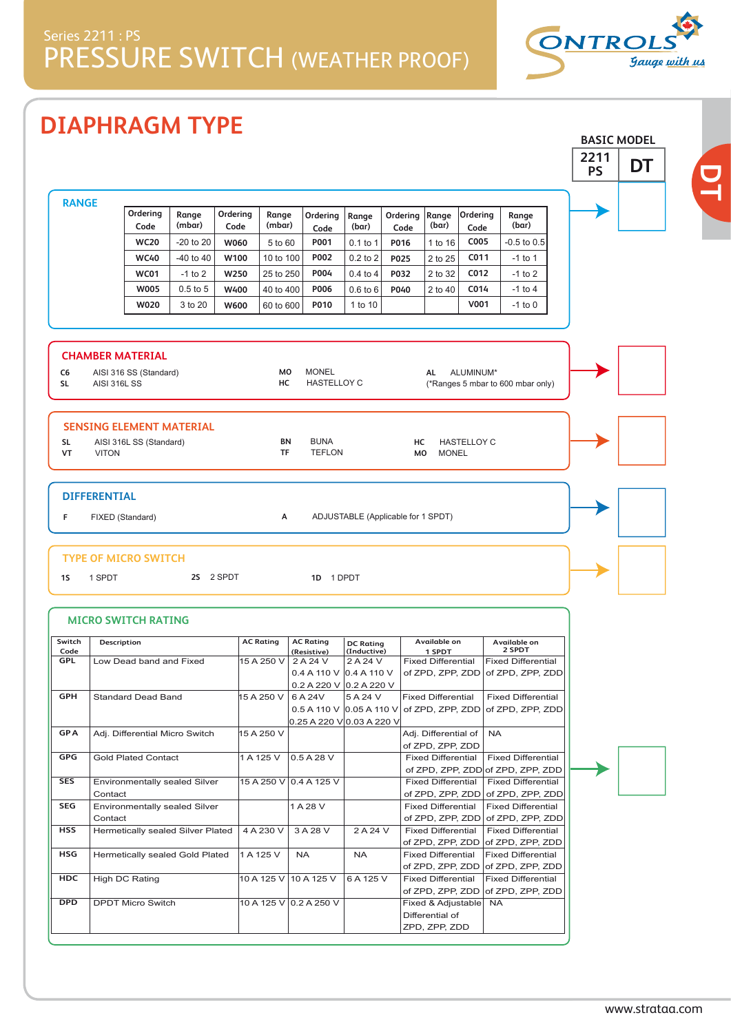Series 2211 : PS

# PRESSURE SWITCH (WEATHER PROOF)

## DIAPHRAGM TYPE

**BASIC MODEL**

| 2211 PS | DT |
|---|---|

### RANGE

| Ordering Code | Range (mbar) | Ordering Code | Range (mbar) | Ordering Code | Range (bar) | Ordering Code | Range (bar) | Ordering Code | Range (bar) |
|---|---|---|---|---|---|---|---|---|---|
| WC20 | -20 to 20 | W060 | 5 to 60 | P001 | 0.1 to 1 | P016 | 1 to 16 | C005 | -0.5 to 0.5 |
| WC40 | -40 to 40 | W100 | 10 to 100 | P002 | 0.2 to 2 | P025 | 2 to 25 | C011 | -1 to 1 |
| WC01 | -1 to 2 | W250 | 25 to 250 | P004 | 0.4 to 4 | P032 | 2 to 32 | C012 | -1 to 2 |
| W005 | 0.5 to 5 | W400 | 40 to 400 | P006 | 0.6 to 6 | P040 | 2 to 40 | C014 | -1 to 4 |
| W020 | 3 to 20 | W600 | 60 to 600 | P010 | 1 to 10 | | | V001 | -1 to 0 |

### CHAMBER MATERIAL

- **C6** AISI 316 SS (Standard)
- **SL** AISI 316L SS
- **MO** MONEL
- **HC** HASTELLOY C
- **AL** ALUMINUM* (*Ranges 5 mbar to 600 mbar only)

### SENSING ELEMENT MATERIAL

- **SL** AISI 316L SS (Standard)
- **VT** VITON
- **BN** BUNA
- **TF** TEFLON
- **HC** HASTELLOY C
- **MO** MONEL

### DIFFERENTIAL

- **F** FIXED (Standard)
- **A** ADJUSTABLE (Applicable for 1 SPDT)

### TYPE OF MICRO SWITCH

- **1S** 1 SPDT
- **2S** 2 SPDT
- **1D** 1 DPDT

### MICRO SWITCH RATING

| Switch Code | Description | AC Rating | AC Rating (Resistive) | DC Rating (Inductive) | Available on 1 SPDT | Available on 2 SPDT |
|---|---|---|---|---|---|---|
| GPL | Low Dead band and Fixed | 15 A 250 V | 2 A 24 V<br>0.4 A 110 V<br>0.2 A 220 V | 2 A 24 V<br>0.4 A 110 V<br>0.2 A 220 V | Fixed Differential of ZPD, ZPP, ZDD | Fixed Differential of ZPD, ZPP, ZDD |
| GPH | Standard Dead Band | 15 A 250 V | 6 A 24V<br>0.5 A 110 V<br>0.25 A 220 V | 5 A 24 V<br>0.05 A 110 V<br>0.03 A 220 V | Fixed Differential of ZPD, ZPP, ZDD | Fixed Differential of ZPD, ZPP, ZDD |
| GPA | Adj. Differential Micro Switch | 15 A 250 V | | | Adj. Differential of of ZPD, ZPP, ZDD | NA |
| GPG | Gold Plated Contact | 1 A 125 V | 0.5 A 28 V | | Fixed Differential of ZPD, ZPP, ZDD | Fixed Differential of ZPD, ZPP, ZDD |
| SES | Environmentally sealed Silver Contact | 15 A 250 V | 0.4 A 125 V | | Fixed Differential of ZPD, ZPP, ZDD | Fixed Differential of ZPD, ZPP, ZDD |
| SEG | Environmentally sealed Silver Contact | | 1 A 28 V | | Fixed Differential of ZPD, ZPP, ZDD | Fixed Differential of ZPD, ZPP, ZDD |
| HSS | Hermetically sealed Silver Plated | 4 A 230 V | 3 A 28 V | 2 A 24 V | Fixed Differential of ZPD, ZPP, ZDD | Fixed Differential of ZPD, ZPP, ZDD |
| HSG | Hermetically sealed Gold Plated | 1 A 125 V | NA | NA | Fixed Differential of ZPD, ZPP, ZDD | Fixed Differential of ZPD, ZPP, ZDD |
| HDC | High DC Rating | 10 A 125 V | 10 A 125 V | 6 A 125 V | Fixed Differential of ZPD, ZPP, ZDD | Fixed Differential of ZPD, ZPP, ZDD |
| DPD | DPDT Micro Switch | 10 A 125 V | 0.2 A 250 V | | Fixed & Adjustable Differential of ZPD, ZPP, ZDD | NA |

www.strataa.com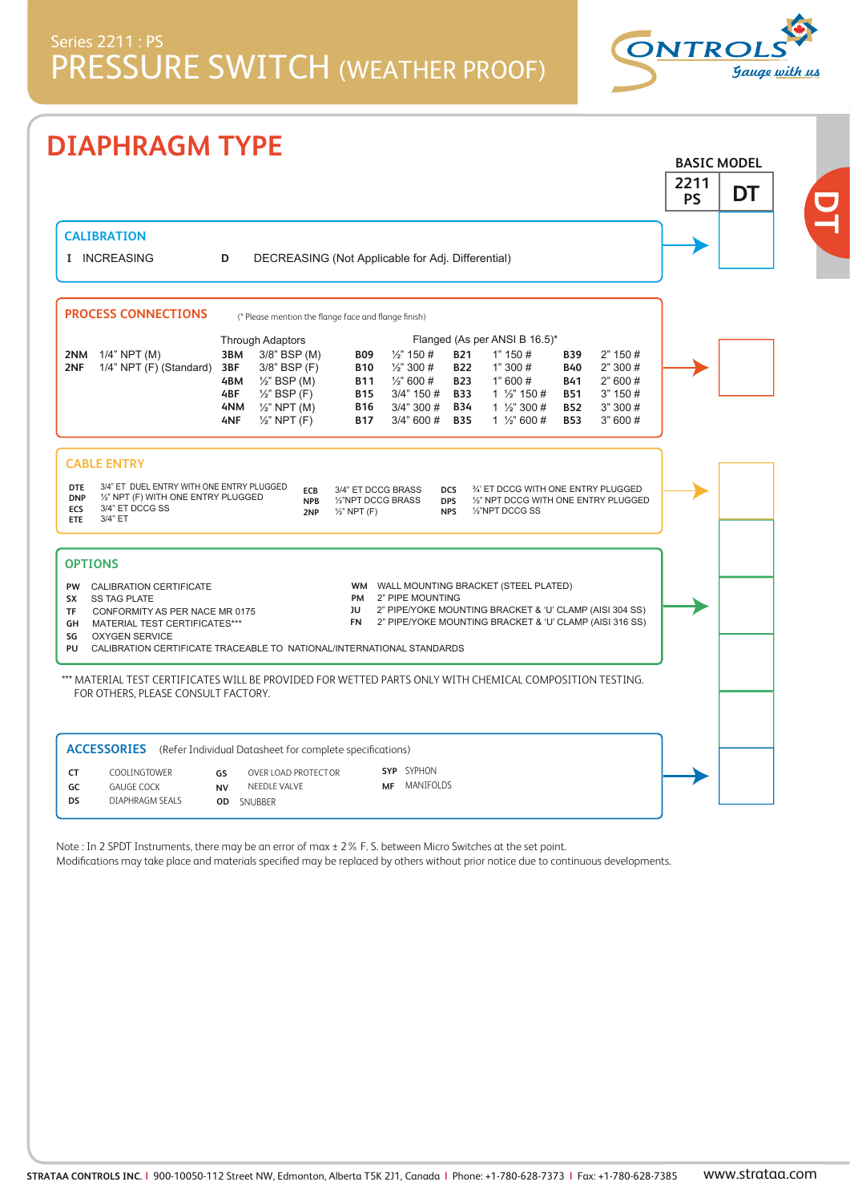Series 2211 : PS

# PRESSURE SWITCH (WEATHER PROOF)

ONTROLS Gauge with us

## DIAPHRAGM TYPE

BASIC MODEL

| 2211 PS | DT |
|---|---|

DT

### CALIBRATION

| | | | |
|---|---|---|---|
| I | INCREASING | D | DECREASING (Not Applicable for Adj. Differential) |

### PROCESS CONNECTIONS

(* Please mention the flange face and flange finish)

| | | Through Adaptors | | Flanged (As per ANSI B 16.5)* | | | | | |
|---|---|---|---|---|---|---|---|---|---|
| 2NM | 1/4" NPT (M) | 3BM | 3/8" BSP (M) | B09 | ½" 150 # | B21 | 1" 150 # | B39 | 2" 150 # |
| 2NF | 1/4" NPT (F) (Standard) | 3BF | 3/8" BSP (F) | B10 | ½" 300 # | B22 | 1" 300 # | B40 | 2" 300 # |
| | | 4BM | ½" BSP (M) | B11 | ½" 600 # | B23 | 1" 600 # | B41 | 2" 600 # |
| | | 4BF | ½" BSP (F) | B15 | 3/4" 150 # | B33 | 1 ½" 150 # | B51 | 3" 150 # |
| | | 4NM | ½" NPT (M) | B16 | 3/4" 300 # | B34 | 1 ½" 300 # | B52 | 3" 300 # |
| | | 4NF | ½" NPT (F) | B17 | 3/4" 600 # | B35 | 1 ½" 600 # | B53 | 3" 600 # |

### CABLE ENTRY

| | | | | | |
|---|---|---|---|---|---|
| DTE | 3/4" ET DUEL ENTRY WITH ONE ENTRY PLUGGED | ECB | 3/4" ET DCCG BRASS | DCS | ¾" ET DCCG WITH ONE ENTRY PLUGGED |
| DNP | ½" NPT (F) WITH ONE ENTRY PLUGGED | NPB | ½"NPT DCCG BRASS | DPS | ½" NPT DCCG WITH ONE ENTRY PLUGGED |
| ECS | 3/4" ET DCCG SS | 2NP | ½" NPT (F) | NPS | ½"NPT DCCG SS |
| ETE | 3/4" ET | | | | |

### OPTIONS

| | | | |
|---|---|---|---|
| PW | CALIBRATION CERTIFICATE | WM | WALL MOUNTING BRACKET (STEEL PLATED) |
| SX | SS TAG PLATE | PM | 2" PIPE MOUNTING |
| TF | CONFORMITY AS PER NACE MR 0175 | JU | 2" PIPE/YOKE MOUNTING BRACKET & 'U' CLAMP (AISI 304 SS) |
| GH | MATERIAL TEST CERTIFICATES*** | FN | 2" PIPE/YOKE MOUNTING BRACKET & 'U' CLAMP (AISI 316 SS) |
| SG | OXYGEN SERVICE | | |
| PU | CALIBRATION CERTIFICATE TRACEABLE TO NATIONAL/INTERNATIONAL STANDARDS | | |

*** MATERIAL TEST CERTIFICATES WILL BE PROVIDED FOR WETTED PARTS ONLY WITH CHEMICAL COMPOSITION TESTING. FOR OTHERS, PLEASE CONSULT FACTORY.

### ACCESSORIES

(Refer Individual Datasheet for complete specifications)

| | | | | | |
|---|---|---|---|---|---|
| CT | COOLINGTOWER | GS | OVER LOAD PROTECTOR | SYP | SYPHON |
| GC | GAUGE COCK | NV | NEEDLE VALVE | MF | MANIFOLDS |
| DS | DIAPHRAGM SEALS | OD | SNUBBER | | |

Note : In 2 SPDT Instruments, there may be an error of max ± 2% F. S. between Micro Switches at the set point.
Modifications may take place and materials specified may be replaced by others without prior notice due to continuous developments.

STRATAA CONTROLS INC. | 900-10050-112 Street NW, Edmonton, Alberta T5K 2J1, Canada | Phone: +1-780-628-7373 | Fax: +1-780-628-7385 www.strataa.com